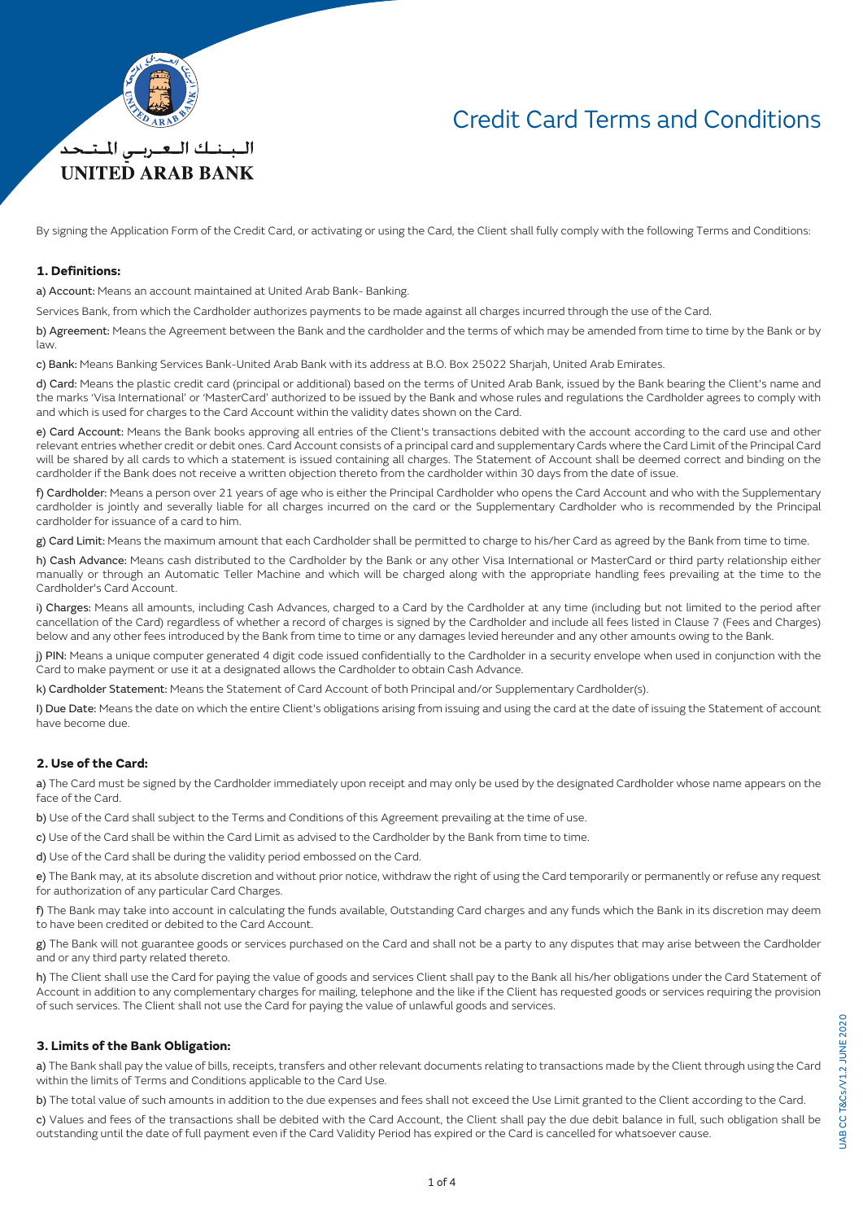البنك العربي المتحد
**UNITED ARAB BANK**

# Credit Card Terms and Conditions

By signing the Application Form of the Credit Card, or activating or using the Card, the Client shall fully comply with the following Terms and Conditions:

## 1. Definitions:

a) Account: Means an account maintained at United Arab Bank- Banking.

Services Bank, from which the Cardholder authorizes payments to be made against all charges incurred through the use of the Card.

b) Agreement: Means the Agreement between the Bank and the cardholder and the terms of which may be amended from time to time by the Bank or by law.

c) Bank: Means Banking Services Bank-United Arab Bank with its address at B.O. Box 25022 Sharjah, United Arab Emirates.

d) Card: Means the plastic credit card (principal or additional) based on the terms of United Arab Bank, issued by the Bank bearing the Client's name and the marks 'Visa International' or 'MasterCard' authorized to be issued by the Bank and whose rules and regulations the Cardholder agrees to comply with and which is used for charges to the Card Account within the validity dates shown on the Card.

e) Card Account: Means the Bank books approving all entries of the Client's transactions debited with the account according to the card use and other relevant entries whether credit or debit ones. Card Account consists of a principal card and supplementary Cards where the Card Limit of the Principal Card will be shared by all cards to which a statement is issued containing all charges. The Statement of Account shall be deemed correct and binding on the cardholder if the Bank does not receive a written objection thereto from the cardholder within 30 days from the date of issue.

f) Cardholder: Means a person over 21 years of age who is either the Principal Cardholder who opens the Card Account and who with the Supplementary cardholder is jointly and severally liable for all charges incurred on the card or the Supplementary Cardholder who is recommended by the Principal cardholder for issuance of a card to him.

g) Card Limit: Means the maximum amount that each Cardholder shall be permitted to charge to his/her Card as agreed by the Bank from time to time.

h) Cash Advance: Means cash distributed to the Cardholder by the Bank or any other Visa International or MasterCard or third party relationship either manually or through an Automatic Teller Machine and which will be charged along with the appropriate handling fees prevailing at the time to the Cardholder's Card Account.

i) Charges: Means all amounts, including Cash Advances, charged to a Card by the Cardholder at any time (including but not limited to the period after cancellation of the Card) regardless of whether a record of charges is signed by the Cardholder and include all fees listed in Clause 7 (Fees and Charges) below and any other fees introduced by the Bank from time to time or any damages levied hereunder and any other amounts owing to the Bank.

j) PIN: Means a unique computer generated 4 digit code issued confidentially to the Cardholder in a security envelope when used in conjunction with the Card to make payment or use it at a designated allows the Cardholder to obtain Cash Advance.

k) Cardholder Statement: Means the Statement of Card Account of both Principal and/or Supplementary Cardholder(s).

l) Due Date: Means the date on which the entire Client's obligations arising from issuing and using the card at the date of issuing the Statement of account have become due.

## 2. Use of the Card:

a) The Card must be signed by the Cardholder immediately upon receipt and may only be used by the designated Cardholder whose name appears on the face of the Card.

b) Use of the Card shall subject to the Terms and Conditions of this Agreement prevailing at the time of use.

c) Use of the Card shall be within the Card Limit as advised to the Cardholder by the Bank from time to time.

d) Use of the Card shall be during the validity period embossed on the Card.

e) The Bank may, at its absolute discretion and without prior notice, withdraw the right of using the Card temporarily or permanently or refuse any request for authorization of any particular Card Charges.

f) The Bank may take into account in calculating the funds available, Outstanding Card charges and any funds which the Bank in its discretion may deem to have been credited or debited to the Card Account.

g) The Bank will not guarantee goods or services purchased on the Card and shall not be a party to any disputes that may arise between the Cardholder and or any third party related thereto.

h) The Client shall use the Card for paying the value of goods and services Client shall pay to the Bank all his/her obligations under the Card Statement of Account in addition to any complementary charges for mailing, telephone and the like if the Client has requested goods or services requiring the provision of such services. The Client shall not use the Card for paying the value of unlawful goods and services.

## 3. Limits of the Bank Obligation:

a) The Bank shall pay the value of bills, receipts, transfers and other relevant documents relating to transactions made by the Client through using the Card within the limits of Terms and Conditions applicable to the Card Use.

b) The total value of such amounts in addition to the due expenses and fees shall not exceed the Use Limit granted to the Client according to the Card.

c) Values and fees of the transactions shall be debited with the Card Account, the Client shall pay the due debit balance in full, such obligation shall be outstanding until the date of full payment even if the Card Validity Period has expired or the Card is cancelled for whatsoever cause.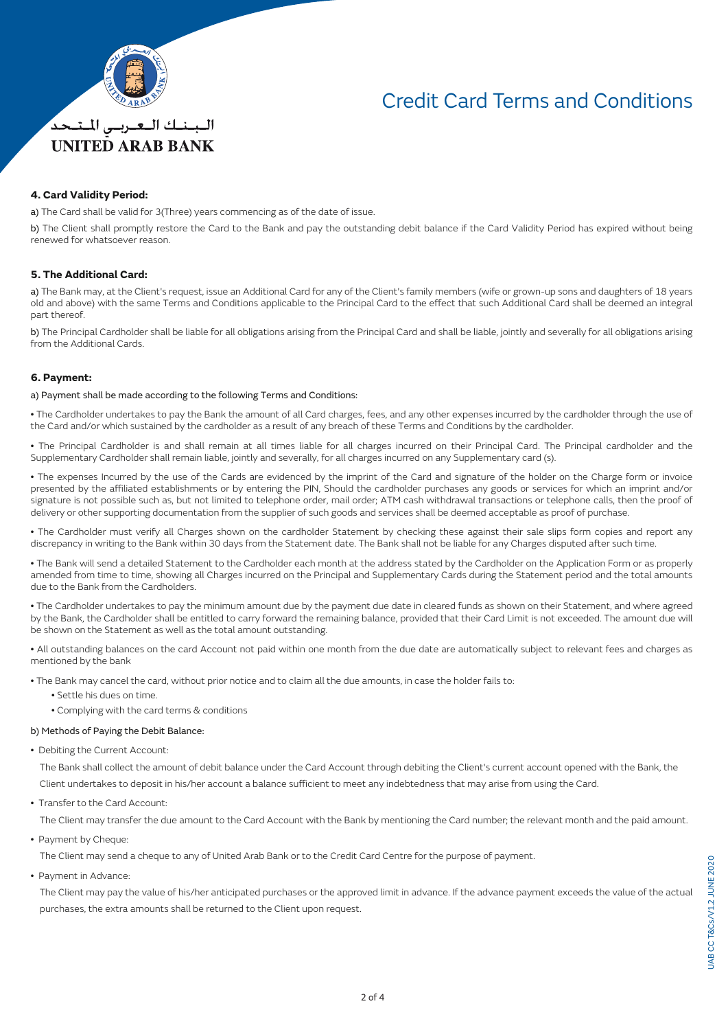## 4. Card Validity Period:

**a)** The Card shall be valid for 3(Three) years commencing as of the date of issue.

**b)** The Client shall promptly restore the Card to the Bank and pay the outstanding debit balance if the Card Validity Period has expired without being renewed for whatsoever reason.

## 5. The Additional Card:

**a)** The Bank may, at the Client's request, issue an Additional Card for any of the Client's family members (wife or grown-up sons and daughters of 18 years old and above) with the same Terms and Conditions applicable to the Principal Card to the effect that such Additional Card shall be deemed an integral part thereof.

**b)** The Principal Cardholder shall be liable for all obligations arising from the Principal Card and shall be liable, jointly and severally for all obligations arising from the Additional Cards.

## 6. Payment:

a) Payment shall be made according to the following Terms and Conditions:

- The Cardholder undertakes to pay the Bank the amount of all Card charges, fees, and any other expenses incurred by the cardholder through the use of the Card and/or which sustained by the cardholder as a result of any breach of these Terms and Conditions by the cardholder.
- The Principal Cardholder is and shall remain at all times liable for all charges incurred on their Principal Card. The Principal cardholder and the Supplementary Cardholder shall remain liable, jointly and severally, for all charges incurred on any Supplementary card (s).
- The expenses Incurred by the use of the Cards are evidenced by the imprint of the Card and signature of the holder on the Charge form or invoice presented by the affiliated establishments or by entering the PIN, Should the cardholder purchases any goods or services for which an imprint and/or signature is not possible such as, but not limited to telephone order, mail order; ATM cash withdrawal transactions or telephone calls, then the proof of delivery or other supporting documentation from the supplier of such goods and services shall be deemed acceptable as proof of purchase.
- The Cardholder must verify all Charges shown on the cardholder Statement by checking these against their sale slips form copies and report any discrepancy in writing to the Bank within 30 days from the Statement date. The Bank shall not be liable for any Charges disputed after such time.
- The Bank will send a detailed Statement to the Cardholder each month at the address stated by the Cardholder on the Application Form or as properly amended from time to time, showing all Charges incurred on the Principal and Supplementary Cards during the Statement period and the total amounts due to the Bank from the Cardholders.
- The Cardholder undertakes to pay the minimum amount due by the payment due date in cleared funds as shown on their Statement, and where agreed by the Bank, the Cardholder shall be entitled to carry forward the remaining balance, provided that their Card Limit is not exceeded. The amount due will be shown on the Statement as well as the total amount outstanding.
- All outstanding balances on the card Account not paid within one month from the due date are automatically subject to relevant fees and charges as mentioned by the bank
- The Bank may cancel the card, without prior notice and to claim all the due amounts, in case the holder fails to:
  - Settle his dues on time.
  - Complying with the card terms & conditions

b) Methods of Paying the Debit Balance:

- Debiting the Current Account:

  The Bank shall collect the amount of debit balance under the Card Account through debiting the Client's current account opened with the Bank, the Client undertakes to deposit in his/her account a balance sufficient to meet any indebtedness that may arise from using the Card.

- Transfer to the Card Account:

  The Client may transfer the due amount to the Card Account with the Bank by mentioning the Card number; the relevant month and the paid amount.

- Payment by Cheque:

  The Client may send a cheque to any of United Arab Bank or to the Credit Card Centre for the purpose of payment.

- Payment in Advance:

  The Client may pay the value of his/her anticipated purchases or the approved limit in advance. If the advance payment exceeds the value of the actual purchases, the extra amounts shall be returned to the Client upon request.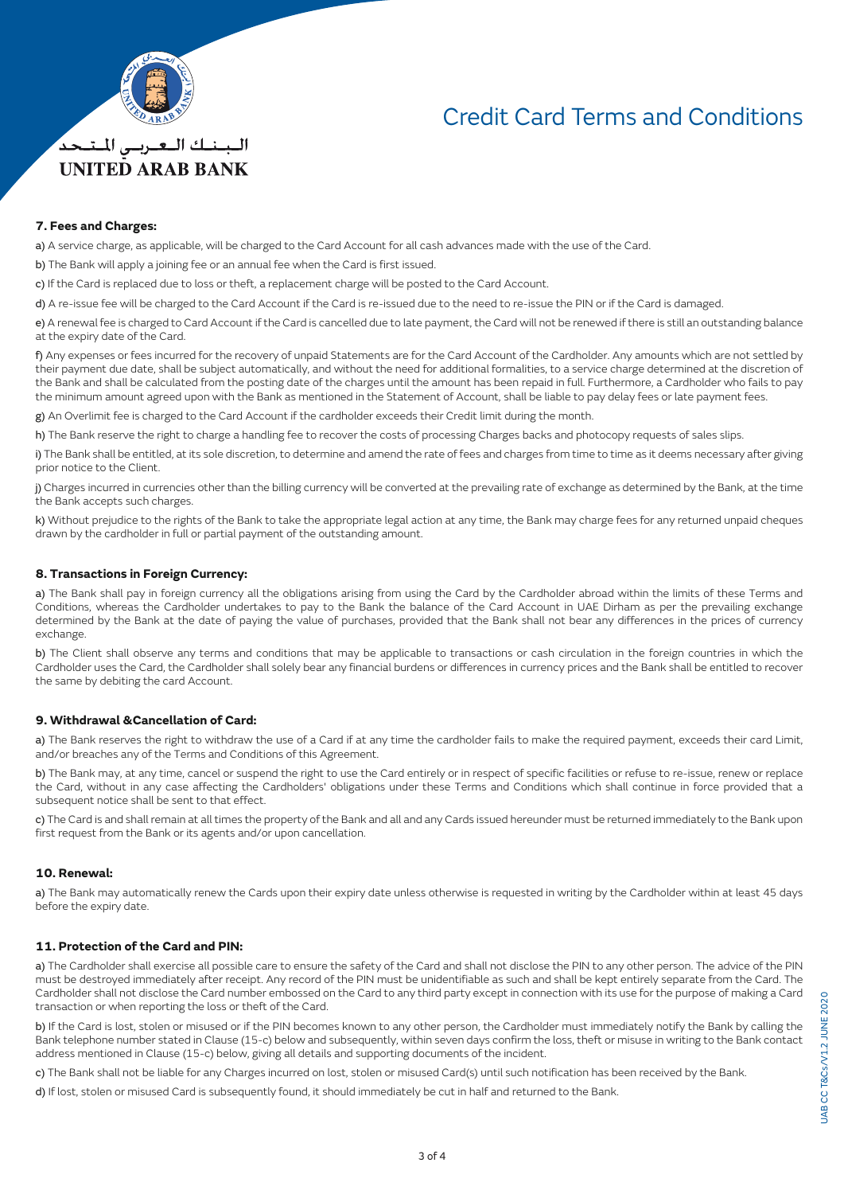## 7. Fees and Charges:

**a)** A service charge, as applicable, will be charged to the Card Account for all cash advances made with the use of the Card.

**b)** The Bank will apply a joining fee or an annual fee when the Card is first issued.

**c)** If the Card is replaced due to loss or theft, a replacement charge will be posted to the Card Account.

**d)** A re-issue fee will be charged to the Card Account if the Card is re-issued due to the need to re-issue the PIN or if the Card is damaged.

**e)** A renewal fee is charged to Card Account if the Card is cancelled due to late payment, the Card will not be renewed if there is still an outstanding balance at the expiry date of the Card.

**f)** Any expenses or fees incurred for the recovery of unpaid Statements are for the Card Account of the Cardholder. Any amounts which are not settled by their payment due date, shall be subject automatically, and without the need for additional formalities, to a service charge determined at the discretion of the Bank and shall be calculated from the posting date of the charges until the amount has been repaid in full. Furthermore, a Cardholder who fails to pay the minimum amount agreed upon with the Bank as mentioned in the Statement of Account, shall be liable to pay delay fees or late payment fees.

**g)** An Overlimit fee is charged to the Card Account if the cardholder exceeds their Credit limit during the month.

**h)** The Bank reserve the right to charge a handling fee to recover the costs of processing Charges backs and photocopy requests of sales slips.

**i)** The Bank shall be entitled, at its sole discretion, to determine and amend the rate of fees and charges from time to time as it deems necessary after giving prior notice to the Client.

**j)** Charges incurred in currencies other than the billing currency will be converted at the prevailing rate of exchange as determined by the Bank, at the time the Bank accepts such charges.

**k)** Without prejudice to the rights of the Bank to take the appropriate legal action at any time, the Bank may charge fees for any returned unpaid cheques drawn by the cardholder in full or partial payment of the outstanding amount.

## 8. Transactions in Foreign Currency:

**a)** The Bank shall pay in foreign currency all the obligations arising from using the Card by the Cardholder abroad within the limits of these Terms and Conditions, whereas the Cardholder undertakes to pay to the Bank the balance of the Card Account in UAE Dirham as per the prevailing exchange determined by the Bank at the date of paying the value of purchases, provided that the Bank shall not bear any differences in the prices of currency exchange.

**b)** The Client shall observe any terms and conditions that may be applicable to transactions or cash circulation in the foreign countries in which the Cardholder uses the Card, the Cardholder shall solely bear any financial burdens or differences in currency prices and the Bank shall be entitled to recover the same by debiting the card Account.

## 9. Withdrawal &Cancellation of Card:

**a)** The Bank reserves the right to withdraw the use of a Card if at any time the cardholder fails to make the required payment, exceeds their card Limit, and/or breaches any of the Terms and Conditions of this Agreement.

**b)** The Bank may, at any time, cancel or suspend the right to use the Card entirely or in respect of specific facilities or refuse to re-issue, renew or replace the Card, without in any case affecting the Cardholders' obligations under these Terms and Conditions which shall continue in force provided that a subsequent notice shall be sent to that effect.

**c)** The Card is and shall remain at all times the property of the Bank and all and any Cards issued hereunder must be returned immediately to the Bank upon first request from the Bank or its agents and/or upon cancellation.

## 10. Renewal:

**a)** The Bank may automatically renew the Cards upon their expiry date unless otherwise is requested in writing by the Cardholder within at least 45 days before the expiry date.

## 11. Protection of the Card and PIN:

**a)** The Cardholder shall exercise all possible care to ensure the safety of the Card and shall not disclose the PIN to any other person. The advice of the PIN must be destroyed immediately after receipt. Any record of the PIN must be unidentifiable as such and shall be kept entirely separate from the Card. The Cardholder shall not disclose the Card number embossed on the Card to any third party except in connection with its use for the purpose of making a Card transaction or when reporting the loss or theft of the Card.

**b)** If the Card is lost, stolen or misused or if the PIN becomes known to any other person, the Cardholder must immediately notify the Bank by calling the Bank telephone number stated in Clause (15-c) below and subsequently, within seven days confirm the loss, theft or misuse in writing to the Bank contact address mentioned in Clause (15-c) below, giving all details and supporting documents of the incident.

**c)** The Bank shall not be liable for any Charges incurred on lost, stolen or misused Card(s) until such notification has been received by the Bank.

**d)** If lost, stolen or misused Card is subsequently found, it should immediately be cut in half and returned to the Bank.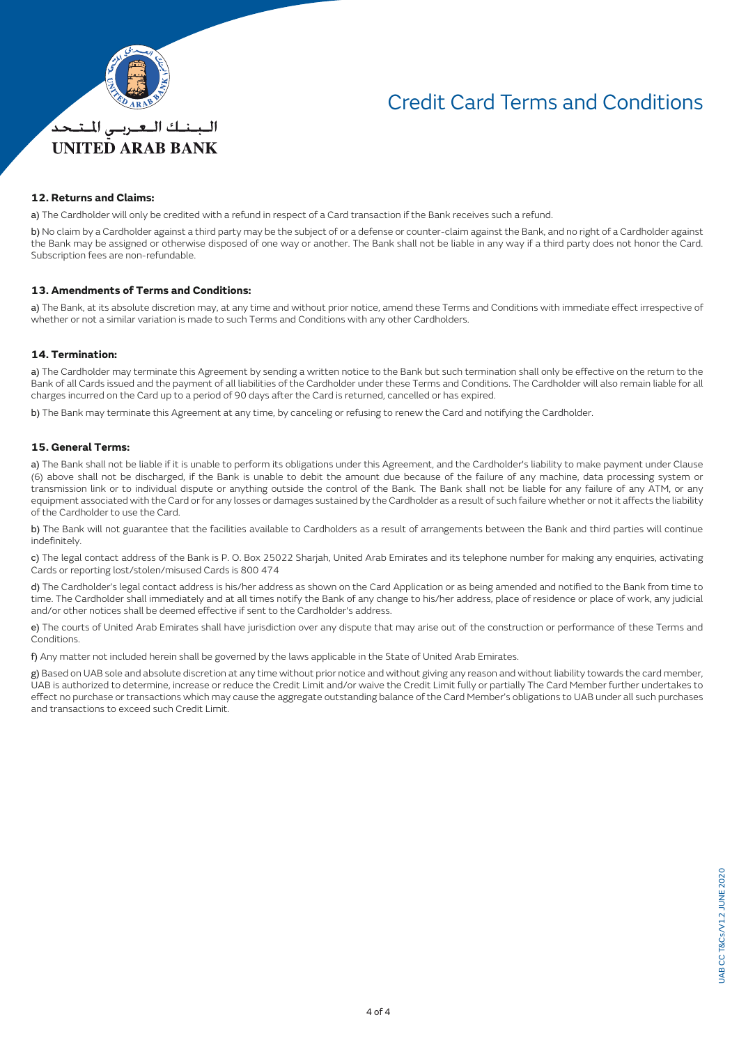# Credit Card Terms and Conditions

### 12. Returns and Claims:

a) The Cardholder will only be credited with a refund in respect of a Card transaction if the Bank receives such a refund.

b) No claim by a Cardholder against a third party may be the subject of or a defense or counter-claim against the Bank, and no right of a Cardholder against the Bank may be assigned or otherwise disposed of one way or another. The Bank shall not be liable in any way if a third party does not honor the Card. Subscription fees are non-refundable.

### 13. Amendments of Terms and Conditions:

a) The Bank, at its absolute discretion may, at any time and without prior notice, amend these Terms and Conditions with immediate effect irrespective of whether or not a similar variation is made to such Terms and Conditions with any other Cardholders.

### 14. Termination:

a) The Cardholder may terminate this Agreement by sending a written notice to the Bank but such termination shall only be effective on the return to the Bank of all Cards issued and the payment of all liabilities of the Cardholder under these Terms and Conditions. The Cardholder will also remain liable for all charges incurred on the Card up to a period of 90 days after the Card is returned, cancelled or has expired.

b) The Bank may terminate this Agreement at any time, by canceling or refusing to renew the Card and notifying the Cardholder.

### 15. General Terms:

a) The Bank shall not be liable if it is unable to perform its obligations under this Agreement, and the Cardholder's liability to make payment under Clause (6) above shall not be discharged, if the Bank is unable to debit the amount due because of the failure of any machine, data processing system or transmission link or to individual dispute or anything outside the control of the Bank. The Bank shall not be liable for any failure of any ATM, or any equipment associated with the Card or for any losses or damages sustained by the Cardholder as a result of such failure whether or not it affects the liability of the Cardholder to use the Card.

b) The Bank will not guarantee that the facilities available to Cardholders as a result of arrangements between the Bank and third parties will continue indefinitely.

c) The legal contact address of the Bank is P. O. Box 25022 Sharjah, United Arab Emirates and its telephone number for making any enquiries, activating Cards or reporting lost/stolen/misused Cards is 800 474

d) The Cardholder's legal contact address is his/her address as shown on the Card Application or as being amended and notified to the Bank from time to time. The Cardholder shall immediately and at all times notify the Bank of any change to his/her address, place of residence or place of work, any judicial and/or other notices shall be deemed effective if sent to the Cardholder's address.

e) The courts of United Arab Emirates shall have jurisdiction over any dispute that may arise out of the construction or performance of these Terms and Conditions.

f) Any matter not included herein shall be governed by the laws applicable in the State of United Arab Emirates.

g) Based on UAB sole and absolute discretion at any time without prior notice and without giving any reason and without liability towards the card member, UAB is authorized to determine, increase or reduce the Credit Limit and/or waive the Credit Limit fully or partially The Card Member further undertakes to effect no purchase or transactions which may cause the aggregate outstanding balance of the Card Member's obligations to UAB under all such purchases and transactions to exceed such Credit Limit.